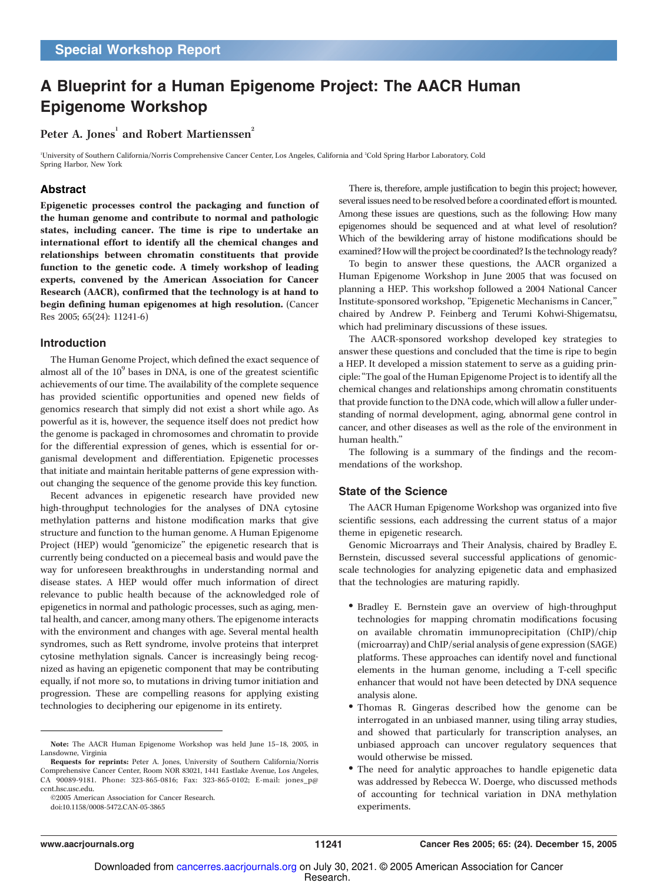Special Workshop Report

# A Blueprint for a Human Epigenome Project: The AACR Human Epigenome Workshop

**Peter A. Jones[1] and Robert Martienssen[2]**

[1]University of Southern California/Norris Comprehensive Cancer Center, Los Angeles, California and [2]Cold Spring Harbor Laboratory, Cold Spring Harbor, New York

## Abstract

**Epigenetic processes control the packaging and function of the human genome and contribute to normal and pathologic states, including cancer. The time is ripe to undertake an international effort to identify all the chemical changes and relationships between chromatin constituents that provide function to the genetic code. A timely workshop of leading experts, convened by the American Association for Cancer Research (AACR), confirmed that the technology is at hand to begin defining human epigenomes at high resolution.** (Cancer Res 2005; 65(24): 11241-6)

## Introduction

The Human Genome Project, which defined the exact sequence of almost all of the $10^9$ bases in DNA, is one of the greatest scientific achievements of our time. The availability of the complete sequence has provided scientific opportunities and opened new fields of genomics research that simply did not exist a short while ago. As powerful as it is, however, the sequence itself does not predict how the genome is packaged in chromosomes and chromatin to provide for the differential expression of genes, which is essential for organismal development and differentiation. Epigenetic processes that initiate and maintain heritable patterns of gene expression without changing the sequence of the genome provide this key function.

Recent advances in epigenetic research have provided new high-throughput technologies for the analyses of DNA cytosine methylation patterns and histone modification marks that give structure and function to the human genome. A Human Epigenome Project (HEP) would "genomicize" the epigenetic research that is currently being conducted on a piecemeal basis and would pave the way for unforeseen breakthroughs in understanding normal and disease states. A HEP would offer much information of direct relevance to public health because of the acknowledged role of epigenetics in normal and pathologic processes, such as aging, mental health, and cancer, among many others. The epigenome interacts with the environment and changes with age. Several mental health syndromes, such as Rett syndrome, involve proteins that interpret cytosine methylation signals. Cancer is increasingly being recognized as having an epigenetic component that may be contributing equally, if not more so, to mutations in driving tumor initiation and progression. These are compelling reasons for applying existing technologies to deciphering our epigenome in its entirety.

There is, therefore, ample justification to begin this project; however, several issues need to be resolved before a coordinated effort is mounted. Among these issues are questions, such as the following: How many epigenomes should be sequenced and at what level of resolution? Which of the bewildering array of histone modifications should be examined? How will the project be coordinated? Is the technology ready?

To begin to answer these questions, the AACR organized a Human Epigenome Workshop in June 2005 that was focused on planning a HEP. This workshop followed a 2004 National Cancer Institute-sponsored workshop, "Epigenetic Mechanisms in Cancer," chaired by Andrew P. Feinberg and Terumi Kohwi-Shigematsu, which had preliminary discussions of these issues.

The AACR-sponsored workshop developed key strategies to answer these questions and concluded that the time is ripe to begin a HEP. It developed a mission statement to serve as a guiding principle: "The goal of the Human Epigenome Project is to identify all the chemical changes and relationships among chromatin constituents that provide function to the DNA code, which will allow a fuller understanding of normal development, aging, abnormal gene control in cancer, and other diseases as well as the role of the environment in human health."

The following is a summary of the findings and the recommendations of the workshop.

## State of the Science

The AACR Human Epigenome Workshop was organized into five scientific sessions, each addressing the current status of a major theme in epigenetic research.

Genomic Microarrays and Their Analysis, chaired by Bradley E. Bernstein, discussed several successful applications of genomic-scale technologies for analyzing epigenetic data and emphasized that the technologies are maturing rapidly.

- Bradley E. Bernstein gave an overview of high-throughput technologies for mapping chromatin modifications focusing on available chromatin immunoprecipitation (ChIP)/chip (microarray) and ChIP/serial analysis of gene expression (SAGE) platforms. These approaches can identify novel and functional elements in the human genome, including a T-cell specific enhancer that would not have been detected by DNA sequence analysis alone.
- Thomas R. Gingeras described how the genome can be interrogated in an unbiased manner, using tiling array studies, and showed that particularly for transcription analyses, an unbiased approach can uncover regulatory sequences that would otherwise be missed.
- The need for analytic approaches to handle epigenetic data was addressed by Rebecca W. Doerge, who discussed methods of accounting for technical variation in DNA methylation experiments.

**Note:** The AACR Human Epigenome Workshop was held June 15–18, 2005, in Lansdowne, Virginia

**Requests for reprints:** Peter A. Jones, University of Southern California/Norris Comprehensive Cancer Center, Room NOR 83021, 1441 Eastlake Avenue, Los Angeles, CA 90089-9181. Phone: 323-865-0816; Fax: 323-865-0102; E-mail: jones_p@ccnt.hsc.usc.edu.

©2005 American Association for Cancer Research.

doi:10.1158/0008-5472.CAN-05-3865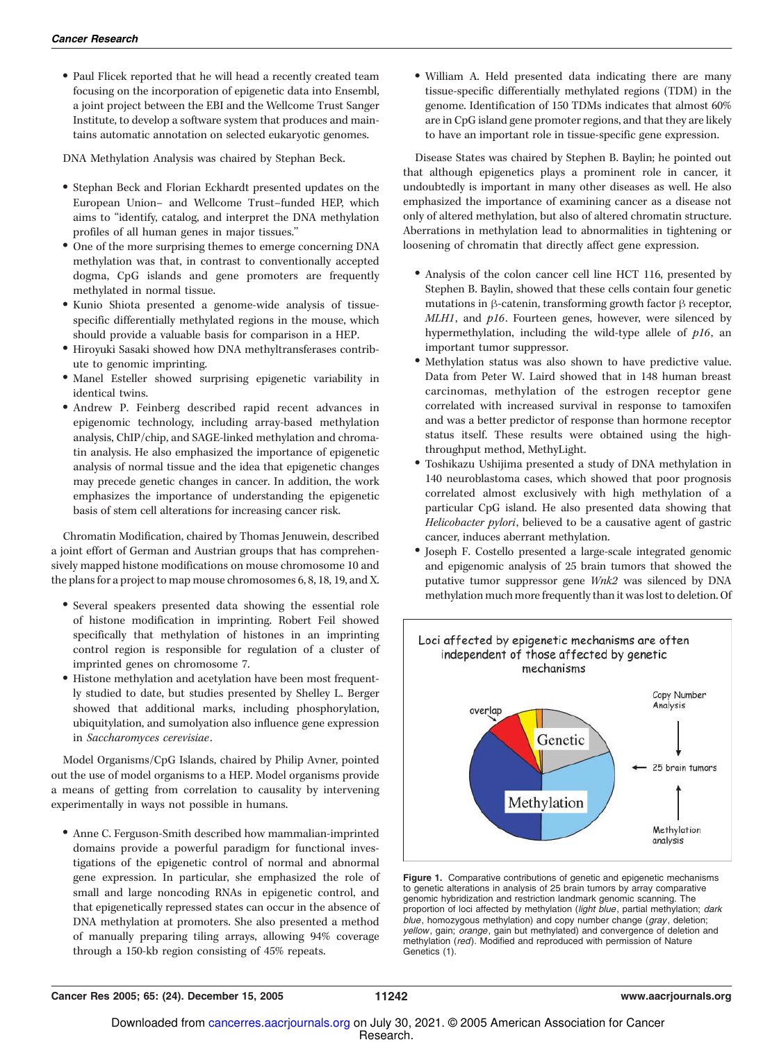- Paul Flicek reported that he will head a recently created team focusing on the incorporation of epigenetic data into Ensembl, a joint project between the EBI and the Wellcome Trust Sanger Institute, to develop a software system that produces and maintains automatic annotation on selected eukaryotic genomes.

DNA Methylation Analysis was chaired by Stephan Beck.

- Stephan Beck and Florian Eckhardt presented updates on the European Union– and Wellcome Trust–funded HEP, which aims to "identify, catalog, and interpret the DNA methylation profiles of all human genes in major tissues."
- One of the more surprising themes to emerge concerning DNA methylation was that, in contrast to conventionally accepted dogma, CpG islands and gene promoters are frequently methylated in normal tissue.
- Kunio Shiota presented a genome-wide analysis of tissue-specific differentially methylated regions in the mouse, which should provide a valuable basis for comparison in a HEP.
- Hiroyuki Sasaki showed how DNA methyltransferases contribute to genomic imprinting.
- Manel Esteller showed surprising epigenetic variability in identical twins.
- Andrew P. Feinberg described rapid recent advances in epigenomic technology, including array-based methylation analysis, ChIP/chip, and SAGE-linked methylation and chromatin analysis. He also emphasized the importance of epigenetic analysis of normal tissue and the idea that epigenetic changes may precede genetic changes in cancer. In addition, the work emphasizes the importance of understanding the epigenetic basis of stem cell alterations for increasing cancer risk.

Chromatin Modification, chaired by Thomas Jenuwein, described a joint effort of German and Austrian groups that has comprehensively mapped histone modifications on mouse chromosome 10 and the plans for a project to map mouse chromosomes 6, 8, 18, 19, and X.

- Several speakers presented data showing the essential role of histone modification in imprinting. Robert Feil showed specifically that methylation of histones in an imprinting control region is responsible for regulation of a cluster of imprinted genes on chromosome 7.
- Histone methylation and acetylation have been most frequently studied to date, but studies presented by Shelley L. Berger showed that additional marks, including phosphorylation, ubiquitylation, and sumolyation also influence gene expression in *Saccharomyces cerevisiae*.

Model Organisms/CpG Islands, chaired by Philip Avner, pointed out the use of model organisms to a HEP. Model organisms provide a means of getting from correlation to causality by intervening experimentally in ways not possible in humans.

- Anne C. Ferguson-Smith described how mammalian-imprinted domains provide a powerful paradigm for functional investigations of the epigenetic control of normal and abnormal gene expression. In particular, she emphasized the role of small and large noncoding RNAs in epigenetic control, and that epigenetically repressed states can occur in the absence of DNA methylation at promoters. She also presented a method of manually preparing tiling arrays, allowing 94% coverage through a 150-kb region consisting of 45% repeats.
- William A. Held presented data indicating there are many tissue-specific differentially methylated regions (TDM) in the genome. Identification of 150 TDMs indicates that almost 60% are in CpG island gene promoter regions, and that they are likely to have an important role in tissue-specific gene expression.

Disease States was chaired by Stephen B. Baylin; he pointed out that although epigenetics plays a prominent role in cancer, it undoubtedly is important in many other diseases as well. He also emphasized the importance of examining cancer as a disease not only of altered methylation, but also of altered chromatin structure. Aberrations in methylation lead to abnormalities in tightening or loosening of chromatin that directly affect gene expression.

- Analysis of the colon cancer cell line HCT 116, presented by Stephen B. Baylin, showed that these cells contain four genetic mutations in β-catenin, transforming growth factor β receptor, *MLH1*, and *p16*. Fourteen genes, however, were silenced by hypermethylation, including the wild-type allele of *p16*, an important tumor suppressor.
- Methylation status was also shown to have predictive value. Data from Peter W. Laird showed that in 148 human breast carcinomas, methylation of the estrogen receptor gene correlated with increased survival in response to tamoxifen and was a better predictor of response than hormone receptor status itself. These results were obtained using the high-throughput method, MethyLight.
- Toshikazu Ushijima presented a study of DNA methylation in 140 neuroblastoma cases, which showed that poor prognosis correlated almost exclusively with high methylation of a particular CpG island. He also presented data showing that *Helicobacter pylori*, believed to be a causative agent of gastric cancer, induces aberrant methylation.
- Joseph F. Costello presented a large-scale integrated genomic and epigenomic analysis of 25 brain tumors that showed the putative tumor suppressor gene *Wnk2* was silenced by DNA methylation much more frequently than it was lost to deletion. Of

Figure 1. Comparative contributions of genetic and epigenetic mechanisms to genetic alterations in analysis of 25 brain tumors by array comparative genomic hybridization and restriction landmark genomic scanning. The proportion of loci affected by methylation (*light blue*, partial methylation; *dark blue*, homozygous methylation) and copy number change (*gray*, deletion; *yellow*, gain; *orange*, gain but methylated) and convergence of deletion and methylation (*red*). Modified and reproduced with permission of Nature Genetics (1).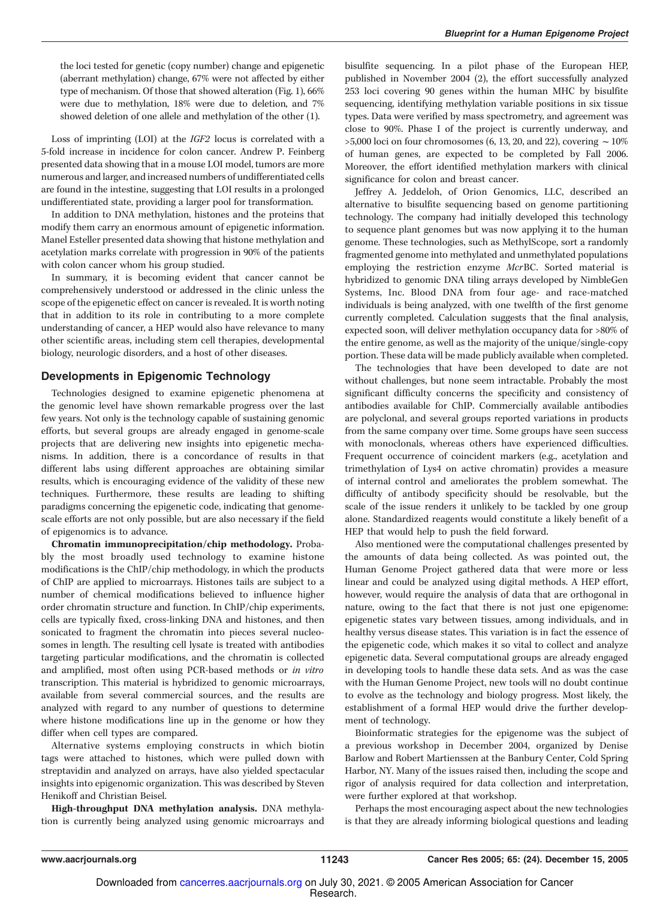the loci tested for genetic (copy number) change and epigenetic (aberrant methylation) change, 67% were not affected by either type of mechanism. Of those that showed alteration (Fig. 1), 66% were due to methylation, 18% were due to deletion, and 7% showed deletion of one allele and methylation of the other (1).

Loss of imprinting (LOI) at the *IGF2* locus is correlated with a 5-fold increase in incidence for colon cancer. Andrew P. Feinberg presented data showing that in a mouse LOI model, tumors are more numerous and larger, and increased numbers of undifferentiated cells are found in the intestine, suggesting that LOI results in a prolonged undifferentiated state, providing a larger pool for transformation.

In addition to DNA methylation, histones and the proteins that modify them carry an enormous amount of epigenetic information. Manel Esteller presented data showing that histone methylation and acetylation marks correlate with progression in 90% of the patients with colon cancer whom his group studied.

In summary, it is becoming evident that cancer cannot be comprehensively understood or addressed in the clinic unless the scope of the epigenetic effect on cancer is revealed. It is worth noting that in addition to its role in contributing to a more complete understanding of cancer, a HEP would also have relevance to many other scientific areas, including stem cell therapies, developmental biology, neurologic disorders, and a host of other diseases.

## Developments in Epigenomic Technology

Technologies designed to examine epigenetic phenomena at the genomic level have shown remarkable progress over the last few years. Not only is the technology capable of sustaining genomic efforts, but several groups are already engaged in genome-scale projects that are delivering new insights into epigenetic mechanisms. In addition, there is a concordance of results in that different labs using different approaches are obtaining similar results, which is encouraging evidence of the validity of these new techniques. Furthermore, these results are leading to shifting paradigms concerning the epigenetic code, indicating that genome-scale efforts are not only possible, but are also necessary if the field of epigenomics is to advance.

**Chromatin immunoprecipitation/chip methodology.** Probably the most broadly used technology to examine histone modifications is the ChIP/chip methodology, in which the products of ChIP are applied to microarrays. Histones tails are subject to a number of chemical modifications believed to influence higher order chromatin structure and function. In ChIP/chip experiments, cells are typically fixed, cross-linking DNA and histones, and then sonicated to fragment the chromatin into pieces several nucleosomes in length. The resulting cell lysate is treated with antibodies targeting particular modifications, and the chromatin is collected and amplified, most often using PCR-based methods or *in vitro* transcription. This material is hybridized to genomic microarrays, available from several commercial sources, and the results are analyzed with regard to any number of questions to determine where histone modifications line up in the genome or how they differ when cell types are compared.

Alternative systems employing constructs in which biotin tags were attached to histones, which were pulled down with streptavidin and analyzed on arrays, have also yielded spectacular insights into epigenomic organization. This was described by Steven Henikoff and Christian Beisel.

**High-throughput DNA methylation analysis.** DNA methylation is currently being analyzed using genomic microarrays and bisulfite sequencing. In a pilot phase of the European HEP, published in November 2004 (2), the effort successfully analyzed 253 loci covering 90 genes within the human MHC by bisulfite sequencing, identifying methylation variable positions in six tissue types. Data were verified by mass spectrometry, and agreement was close to 90%. Phase I of the project is currently underway, and >5,000 loci on four chromosomes (6, 13, 20, and 22), covering ~10% of human genes, are expected to be completed by Fall 2006. Moreover, the effort identified methylation markers with clinical significance for colon and breast cancer.

Jeffrey A. Jeddeloh, of Orion Genomics, LLC, described an alternative to bisulfite sequencing based on genome partitioning technology. The company had initially developed this technology to sequence plant genomes but was now applying it to the human genome. These technologies, such as MethylScope, sort a randomly fragmented genome into methylated and unmethylated populations employing the restriction enzyme *Mcr*BC. Sorted material is hybridized to genomic DNA tiling arrays developed by NimbleGen Systems, Inc. Blood DNA from four age- and race-matched individuals is being analyzed, with one twelfth of the first genome currently completed. Calculation suggests that the final analysis, expected soon, will deliver methylation occupancy data for >80% of the entire genome, as well as the majority of the unique/single-copy portion. These data will be made publicly available when completed.

The technologies that have been developed to date are not without challenges, but none seem intractable. Probably the most significant difficulty concerns the specificity and consistency of antibodies available for ChIP. Commercially available antibodies are polyclonal, and several groups reported variations in products from the same company over time. Some groups have seen success with monoclonals, whereas others have experienced difficulties. Frequent occurrence of coincident markers (e.g., acetylation and trimethylation of Lys4 on active chromatin) provides a measure of internal control and ameliorates the problem somewhat. The difficulty of antibody specificity should be resolvable, but the scale of the issue renders it unlikely to be tackled by one group alone. Standardized reagents would constitute a likely benefit of a HEP that would help to push the field forward.

Also mentioned were the computational challenges presented by the amounts of data being collected. As was pointed out, the Human Genome Project gathered data that were more or less linear and could be analyzed using digital methods. A HEP effort, however, would require the analysis of data that are orthogonal in nature, owing to the fact that there is not just one epigenome: epigenetic states vary between tissues, among individuals, and in healthy versus disease states. This variation is in fact the essence of the epigenetic code, which makes it so vital to collect and analyze epigenetic data. Several computational groups are already engaged in developing tools to handle these data sets. And as was the case with the Human Genome Project, new tools will no doubt continue to evolve as the technology and biology progress. Most likely, the establishment of a formal HEP would drive the further development of technology.

Bioinformatic strategies for the epigenome was the subject of a previous workshop in December 2004, organized by Denise Barlow and Robert Martienssen at the Banbury Center, Cold Spring Harbor, NY. Many of the issues raised then, including the scope and rigor of analysis required for data collection and interpretation, were further explored at that workshop.

Perhaps the most encouraging aspect about the new technologies is that they are already informing biological questions and leading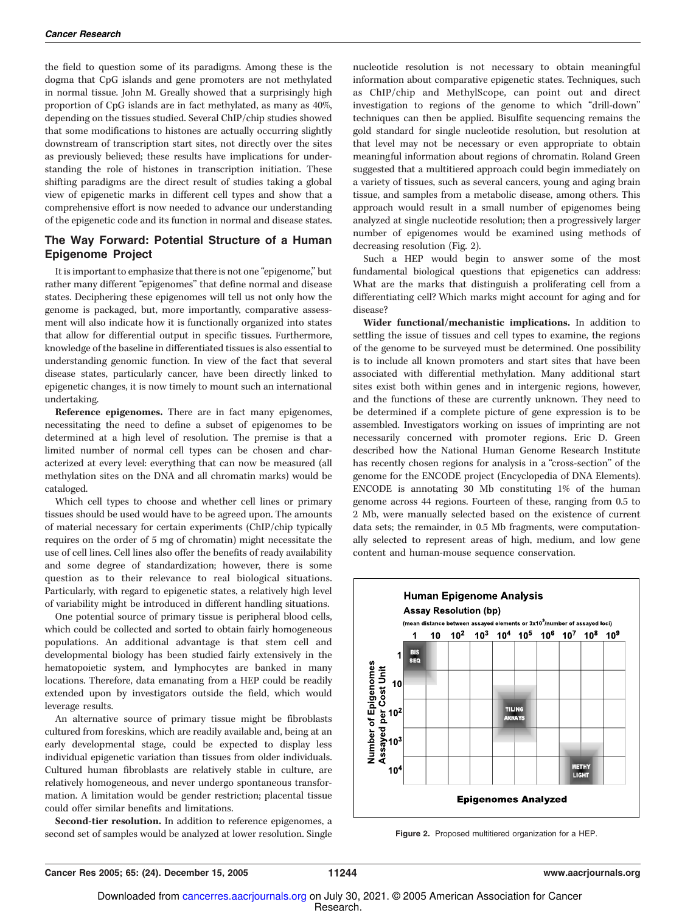the field to question some of its paradigms. Among these is the dogma that CpG islands and gene promoters are not methylated in normal tissue. John M. Greally showed that a surprisingly high proportion of CpG islands are in fact methylated, as many as 40%, depending on the tissues studied. Several ChIP/chip studies showed that some modifications to histones are actually occurring slightly downstream of transcription start sites, not directly over the sites as previously believed; these results have implications for understanding the role of histones in transcription initiation. These shifting paradigms are the direct result of studies taking a global view of epigenetic marks in different cell types and show that a comprehensive effort is now needed to advance our understanding of the epigenetic code and its function in normal and disease states.

## The Way Forward: Potential Structure of a Human Epigenome Project

It is important to emphasize that there is not one "epigenome," but rather many different "epigenomes" that define normal and disease states. Deciphering these epigenomes will tell us not only how the genome is packaged, but, more importantly, comparative assessment will also indicate how it is functionally organized into states that allow for differential output in specific tissues. Furthermore, knowledge of the baseline in differentiated tissues is also essential to understanding genomic function. In view of the fact that several disease states, particularly cancer, have been directly linked to epigenetic changes, it is now timely to mount such an international undertaking.

**Reference epigenomes.** There are in fact many epigenomes, necessitating the need to define a subset of epigenomes to be determined at a high level of resolution. The premise is that a limited number of normal cell types can be chosen and characterized at every level: everything that can now be measured (all methylation sites on the DNA and all chromatin marks) would be cataloged.

Which cell types to choose and whether cell lines or primary tissues should be used would have to be agreed upon. The amounts of material necessary for certain experiments (ChIP/chip typically requires on the order of 5 mg of chromatin) might necessitate the use of cell lines. Cell lines also offer the benefits of ready availability and some degree of standardization; however, there is some question as to their relevance to real biological situations. Particularly, with regard to epigenetic states, a relatively high level of variability might be introduced in different handling situations.

One potential source of primary tissue is peripheral blood cells, which could be collected and sorted to obtain fairly homogeneous populations. An additional advantage is that stem cell and developmental biology has been studied fairly extensively in the hematopoietic system, and lymphocytes are banked in many locations. Therefore, data emanating from a HEP could be readily extended upon by investigators outside the field, which would leverage results.

An alternative source of primary tissue might be fibroblasts cultured from foreskins, which are readily available and, being at an early developmental stage, could be expected to display less individual epigenetic variation than tissues from older individuals. Cultured human fibroblasts are relatively stable in culture, are relatively homogeneous, and never undergo spontaneous transformation. A limitation would be gender restriction; placental tissue could offer similar benefits and limitations.

**Second-tier resolution.** In addition to reference epigenomes, a second set of samples would be analyzed at lower resolution. Single nucleotide resolution is not necessary to obtain meaningful information about comparative epigenetic states. Techniques, such as ChIP/chip and MethylScope, can point out and direct investigation to regions of the genome to which "drill-down" techniques can then be applied. Bisulfite sequencing remains the gold standard for single nucleotide resolution, but resolution at that level may not be necessary or even appropriate to obtain meaningful information about regions of chromatin. Roland Green suggested that a multitiered approach could begin immediately on a variety of tissues, such as several cancers, young and aging brain tissue, and samples from a metabolic disease, among others. This approach would result in a small number of epigenomes being analyzed at single nucleotide resolution; then a progressively larger number of epigenomes would be examined using methods of decreasing resolution (Fig. 2).

Such a HEP would begin to answer some of the most fundamental biological questions that epigenetics can address: What are the marks that distinguish a proliferating cell from a differentiating cell? Which marks might account for aging and for disease?

**Wider functional/mechanistic implications.** In addition to settling the issue of tissues and cell types to examine, the regions of the genome to be surveyed must be determined. One possibility is to include all known promoters and start sites that have been associated with differential methylation. Many additional start sites exist both within genes and in intergenic regions, however, and the functions of these are currently unknown. They need to be determined if a complete picture of gene expression is to be assembled. Investigators working on issues of imprinting are not necessarily concerned with promoter regions. Eric D. Green described how the National Human Genome Research Institute has recently chosen regions for analysis in a "cross-section" of the genome for the ENCODE project (Encyclopedia of DNA Elements). ENCODE is annotating 30 Mb constituting 1% of the human genome across 44 regions. Fourteen of these, ranging from 0.5 to 2 Mb, were manually selected based on the existence of current data sets; the remainder, in 0.5 Mb fragments, were computationally selected to represent areas of high, medium, and low gene content and human-mouse sequence conservation.

Human Epigenome Analysis

Assay Resolution (bp)

(mean distance between assayed elements or $3x10^9$/number of assayed loci)

1 10 $10^2$ $10^3$ $10^4$ $10^5$ $10^6$ $10^7$ $10^8$ $10^9$

Number of Epigenomes Assayed per Cost Unit

1 10 $10^2$ $10^3$ $10^4$

BIS SEQ

TILING ARRAYS

METHY LIGHT

Epigenomes Analyzed

Figure 2. Proposed multitiered organization for a HEP.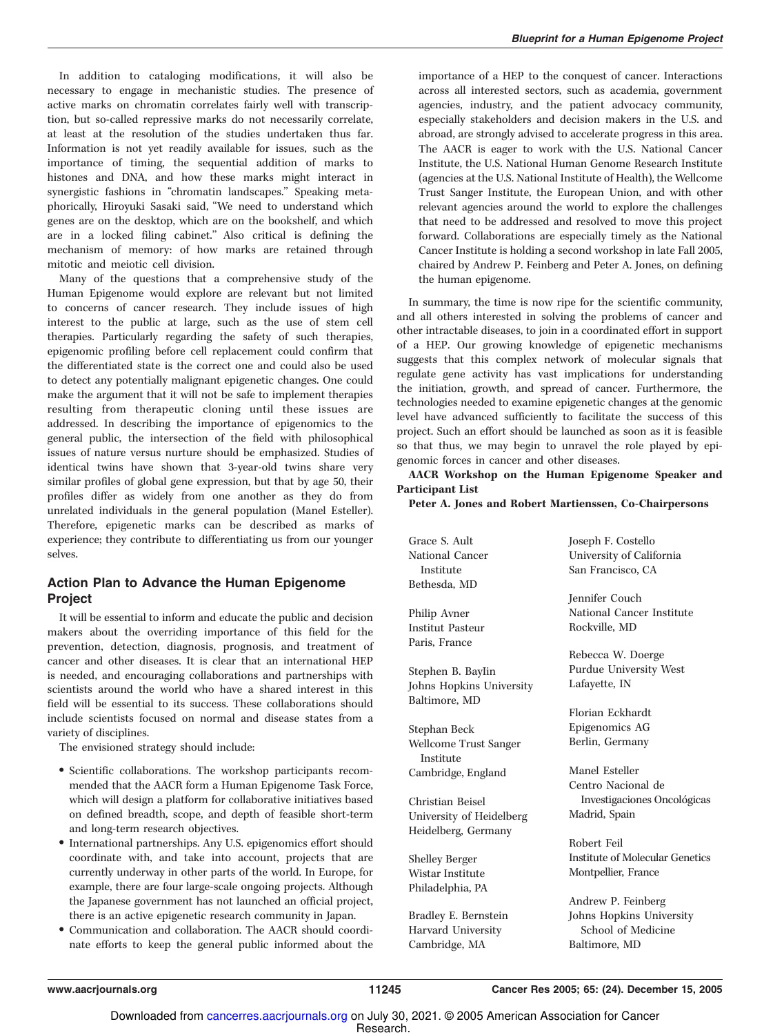In addition to cataloging modifications, it will also be necessary to engage in mechanistic studies. The presence of active marks on chromatin correlates fairly well with transcription, but so-called repressive marks do not necessarily correlate, at least at the resolution of the studies undertaken thus far. Information is not yet readily available for issues, such as the importance of timing, the sequential addition of marks to histones and DNA, and how these marks might interact in synergistic fashions in "chromatin landscapes." Speaking metaphorically, Hiroyuki Sasaki said, "We need to understand which genes are on the desktop, which are on the bookshelf, and which are in a locked filing cabinet." Also critical is defining the mechanism of memory: of how marks are retained through mitotic and meiotic cell division.

Many of the questions that a comprehensive study of the Human Epigenome would explore are relevant but not limited to concerns of cancer research. They include issues of high interest to the public at large, such as the use of stem cell therapies. Particularly regarding the safety of such therapies, epigenomic profiling before cell replacement could confirm that the differentiated state is the correct one and could also be used to detect any potentially malignant epigenetic changes. One could make the argument that it will not be safe to implement therapies resulting from therapeutic cloning until these issues are addressed. In describing the importance of epigenomics to the general public, the intersection of the field with philosophical issues of nature versus nurture should be emphasized. Studies of identical twins have shown that 3-year-old twins share very similar profiles of global gene expression, but that by age 50, their profiles differ as widely from one another as they do from unrelated individuals in the general population (Manel Esteller). Therefore, epigenetic marks can be described as marks of experience; they contribute to differentiating us from our younger selves.

## Action Plan to Advance the Human Epigenome Project

It will be essential to inform and educate the public and decision makers about the overriding importance of this field for the prevention, detection, diagnosis, prognosis, and treatment of cancer and other diseases. It is clear that an international HEP is needed, and encouraging collaborations and partnerships with scientists around the world who have a shared interest in this field will be essential to its success. These collaborations should include scientists focused on normal and disease states from a variety of disciplines.

The envisioned strategy should include:

- Scientific collaborations. The workshop participants recommended that the AACR form a Human Epigenome Task Force, which will design a platform for collaborative initiatives based on defined breadth, scope, and depth of feasible short-term and long-term research objectives.
- International partnerships. Any U.S. epigenomics effort should coordinate with, and take into account, projects that are currently underway in other parts of the world. In Europe, for example, there are four large-scale ongoing projects. Although the Japanese government has not launched an official project, there is an active epigenetic research community in Japan.
- Communication and collaboration. The AACR should coordinate efforts to keep the general public informed about the importance of a HEP to the conquest of cancer. Interactions across all interested sectors, such as academia, government agencies, industry, and the patient advocacy community, especially stakeholders and decision makers in the U.S. and abroad, are strongly advised to accelerate progress in this area. The AACR is eager to work with the U.S. National Cancer Institute, the U.S. National Human Genome Research Institute (agencies at the U.S. National Institute of Health), the Wellcome Trust Sanger Institute, the European Union, and with other relevant agencies around the world to explore the challenges that need to be addressed and resolved to move this project forward. Collaborations are especially timely as the National Cancer Institute is holding a second workshop in late Fall 2005, chaired by Andrew P. Feinberg and Peter A. Jones, on defining the human epigenome.

In summary, the time is now ripe for the scientific community, and all others interested in solving the problems of cancer and other intractable diseases, to join in a coordinated effort in support of a HEP. Our growing knowledge of epigenetic mechanisms suggests that this complex network of molecular signals that regulate gene activity has vast implications for understanding the initiation, growth, and spread of cancer. Furthermore, the technologies needed to examine epigenetic changes at the genomic level have advanced sufficiently to facilitate the success of this project. Such an effort should be launched as soon as it is feasible so that thus, we may begin to unravel the role played by epigenomic forces in cancer and other diseases.

**AACR Workshop on the Human Epigenome Speaker and Participant List**

**Peter A. Jones and Robert Martienssen, Co-Chairpersons**

Grace S. Ault
National Cancer Institute
Bethesda, MD

Philip Avner
Institut Pasteur
Paris, France

Stephen B. Baylin
Johns Hopkins University
Baltimore, MD

Stephan Beck
Wellcome Trust Sanger Institute
Cambridge, England

Christian Beisel
University of Heidelberg
Heidelberg, Germany

Shelley Berger
Wistar Institute
Philadelphia, PA

Bradley E. Bernstein
Harvard University
Cambridge, MA

Joseph F. Costello
University of California
San Francisco, CA

Jennifer Couch
National Cancer Institute
Rockville, MD

Rebecca W. Doerge
Purdue University West
Lafayette, IN

Florian Eckhardt
Epigenomics AG
Berlin, Germany

Manel Esteller
Centro Nacional de Investigaciones Oncológicas
Madrid, Spain

Robert Feil
Institute of Molecular Genetics
Montpellier, France

Andrew P. Feinberg
Johns Hopkins University School of Medicine
Baltimore, MD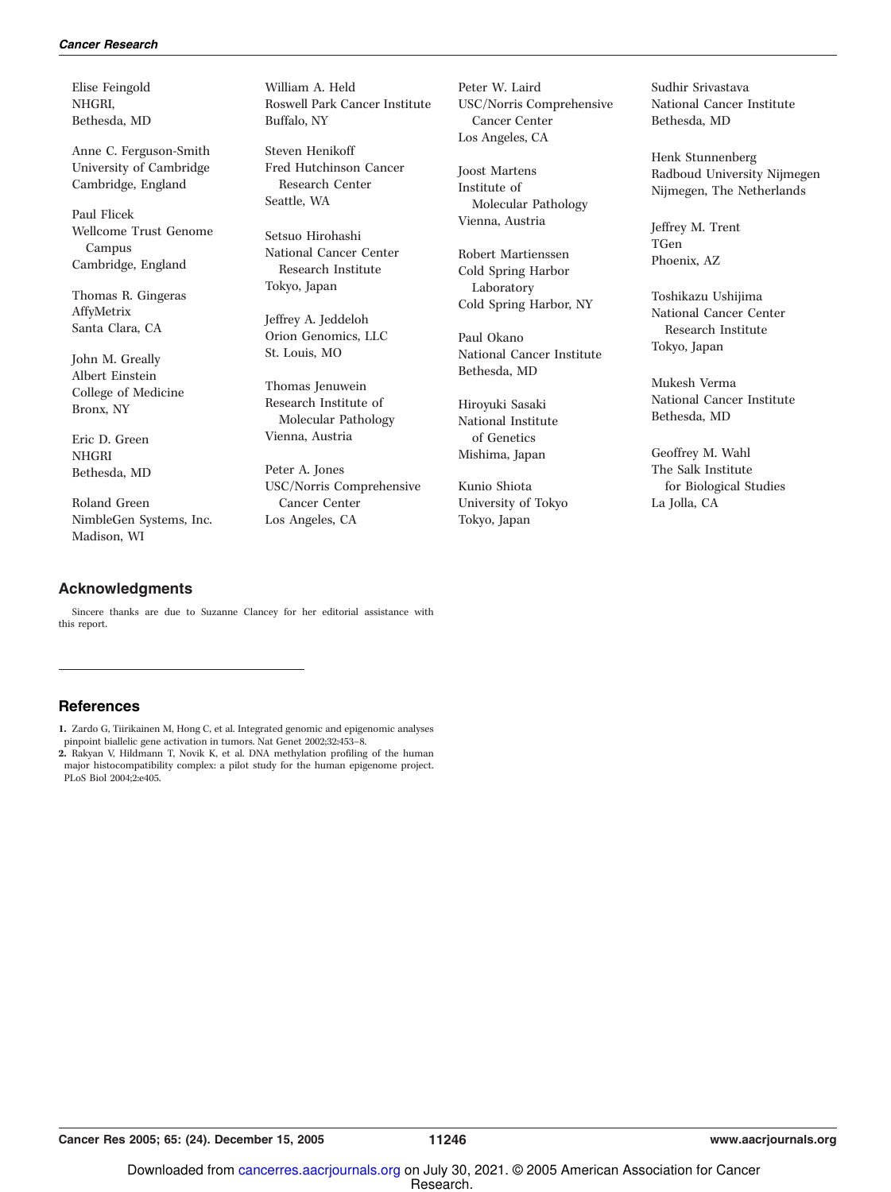Elise Feingold
NHGRI,
Bethesda, MD

Anne C. Ferguson-Smith
University of Cambridge
Cambridge, England

Paul Flicek
Wellcome Trust Genome Campus
Cambridge, England

Thomas R. Gingeras
AffyMetrix
Santa Clara, CA

John M. Greally
Albert Einstein
College of Medicine
Bronx, NY

Eric D. Green
NHGRI
Bethesda, MD

Roland Green
NimbleGen Systems, Inc.
Madison, WI

William A. Held
Roswell Park Cancer Institute
Buffalo, NY

Steven Henikoff
Fred Hutchinson Cancer Research Center
Seattle, WA

Setsuo Hirohashi
National Cancer Center Research Institute
Tokyo, Japan

Jeffrey A. Jeddeloh
Orion Genomics, LLC
St. Louis, MO

Thomas Jenuwein
Research Institute of Molecular Pathology
Vienna, Austria

Peter A. Jones
USC/Norris Comprehensive Cancer Center
Los Angeles, CA

Peter W. Laird
USC/Norris Comprehensive Cancer Center
Los Angeles, CA

Joost Martens
Institute of Molecular Pathology
Vienna, Austria

Robert Martienssen
Cold Spring Harbor Laboratory
Cold Spring Harbor, NY

Paul Okano
National Cancer Institute
Bethesda, MD

Hiroyuki Sasaki
National Institute of Genetics
Mishima, Japan

Kunio Shiota
University of Tokyo
Tokyo, Japan

Sudhir Srivastava
National Cancer Institute
Bethesda, MD

Henk Stunnenberg
Radboud University Nijmegen
Nijmegen, The Netherlands

Jeffrey M. Trent
TGen
Phoenix, AZ

Toshikazu Ushijima
National Cancer Center Research Institute
Tokyo, Japan

Mukesh Verma
National Cancer Institute
Bethesda, MD

Geoffrey M. Wahl
The Salk Institute for Biological Studies
La Jolla, CA

## Acknowledgments

Sincere thanks are due to Suzanne Clancey for her editorial assistance with this report.

## References

1. Zardo G, Tiirikainen M, Hong C, et al. Integrated genomic and epigenomic analyses pinpoint biallelic gene activation in tumors. Nat Genet 2002;32:453–8.
2. Rakyan V, Hildmann T, Novik K, et al. DNA methylation profiling of the human major histocompatibility complex: a pilot study for the human epigenome project. PLoS Biol 2004;2:e405.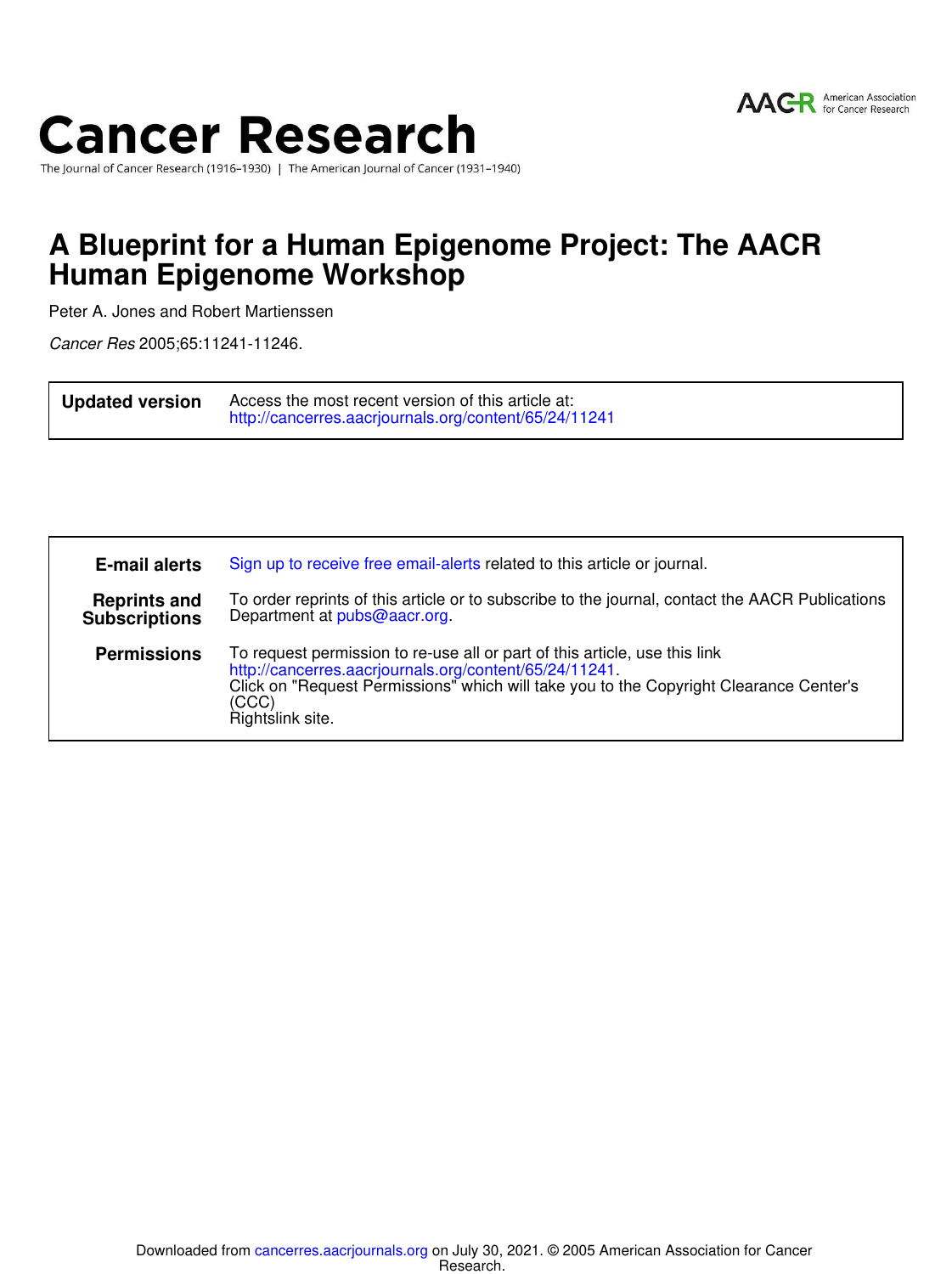# Cancer Research

The Journal of Cancer Research (1916–1930) | The American Journal of Cancer (1931–1940)

# A Blueprint for a Human Epigenome Project: The AACR Human Epigenome Workshop

Peter A. Jones and Robert Martienssen

*Cancer Res* 2005;65:11241-11246.

| | |
|---|---|
| **Updated version** | Access the most recent version of this article at: http://cancerres.aacrjournals.org/content/65/24/11241 |

| | |
|---|---|
| **E-mail alerts** | Sign up to receive free email-alerts related to this article or journal. |
| **Reprints and Subscriptions** | To order reprints of this article or to subscribe to the journal, contact the AACR Publications Department at pubs@aacr.org. |
| **Permissions** | To request permission to re-use all or part of this article, use this link http://cancerres.aacrjournals.org/content/65/24/11241. Click on "Request Permissions" which will take you to the Copyright Clearance Center's (CCC) Rightslink site. |

Downloaded from cancerres.aacrjournals.org on July 30, 2021. © 2005 American Association for Cancer Research.